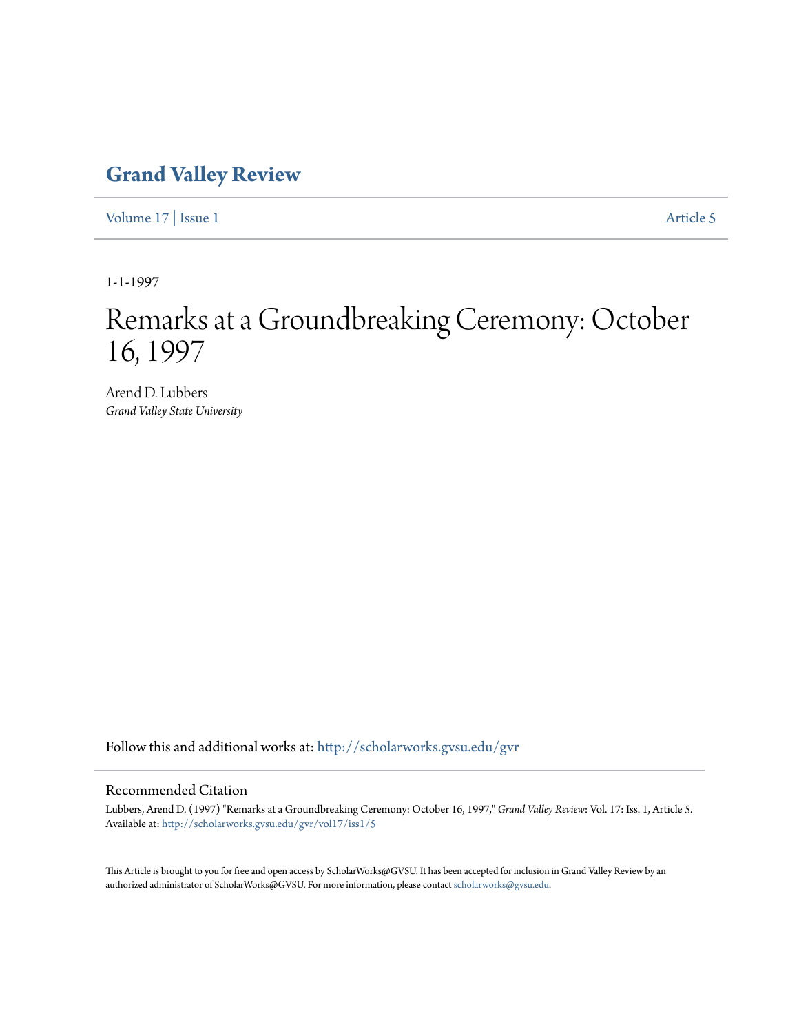# Grand Valley Review

Volume 17 | Issue 1 Article 5

1-1-1997

# Remarks at a Groundbreaking Ceremony: October 16, 1997

Arend D. Lubbers
*Grand Valley State University*

Follow this and additional works at: http://scholarworks.gvsu.edu/gvr

## Recommended Citation

Lubbers, Arend D. (1997) "Remarks at a Groundbreaking Ceremony: October 16, 1997," *Grand Valley Review*: Vol. 17: Iss. 1, Article 5.
Available at: http://scholarworks.gvsu.edu/gvr/vol17/iss1/5

This Article is brought to you for free and open access by ScholarWorks@GVSU. It has been accepted for inclusion in Grand Valley Review by an authorized administrator of ScholarWorks@GVSU. For more information, please contact scholarworks@gvsu.edu.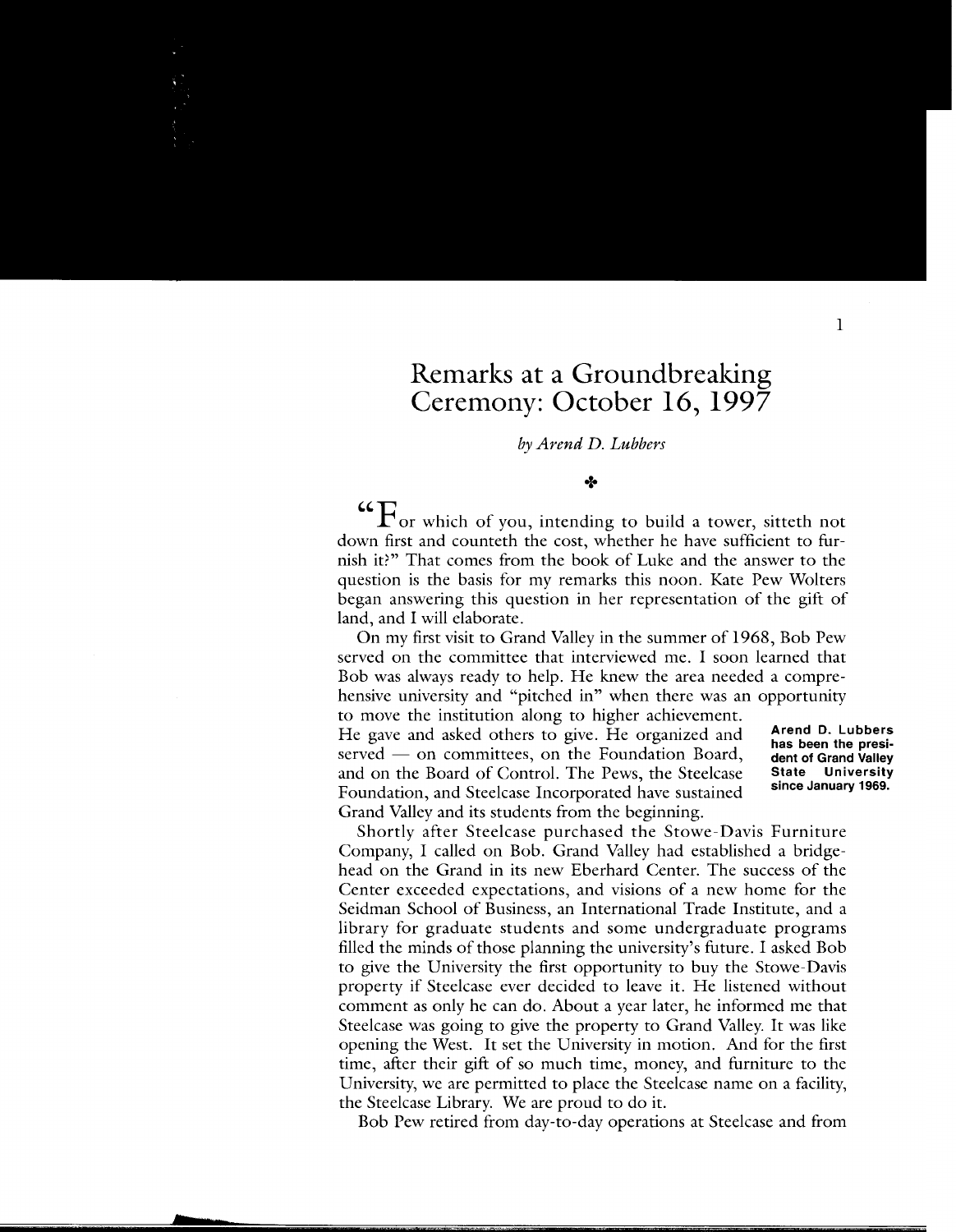# Remarks at a Groundbreaking Ceremony: October 16, 1997

*by Arend D. Lubbers*

✣

"For which of you, intending to build a tower, sitteth not down first and counteth the cost, whether he have sufficient to furnish it?" That comes from the book of Luke and the answer to the question is the basis for my remarks this noon. Kate Pew Wolters began answering this question in her representation of the gift of land, and I will elaborate.

On my first visit to Grand Valley in the summer of 1968, Bob Pew served on the committee that interviewed me. I soon learned that Bob was always ready to help. He knew the area needed a comprehensive university and "pitched in" when there was an opportunity to move the institution along to higher achievement. He gave and asked others to give. He organized and served — on committees, on the Foundation Board, and on the Board of Control. The Pews, the Steelcase Foundation, and Steelcase Incorporated have sustained Grand Valley and its students from the beginning.

**Arend D. Lubbers has been the president of Grand Valley State University since January 1969.**

Shortly after Steelcase purchased the Stowe-Davis Furniture Company, I called on Bob. Grand Valley had established a bridgehead on the Grand in its new Eberhard Center. The success of the Center exceeded expectations, and visions of a new home for the Seidman School of Business, an International Trade Institute, and a library for graduate students and some undergraduate programs filled the minds of those planning the university's future. I asked Bob to give the University the first opportunity to buy the Stowe-Davis property if Steelcase ever decided to leave it. He listened without comment as only he can do. About a year later, he informed me that Steelcase was going to give the property to Grand Valley. It was like opening the West. It set the University in motion. And for the first time, after their gift of so much time, money, and furniture to the University, we are permitted to place the Steelcase name on a facility, the Steelcase Library. We are proud to do it.

Bob Pew retired from day-to-day operations at Steelcase and from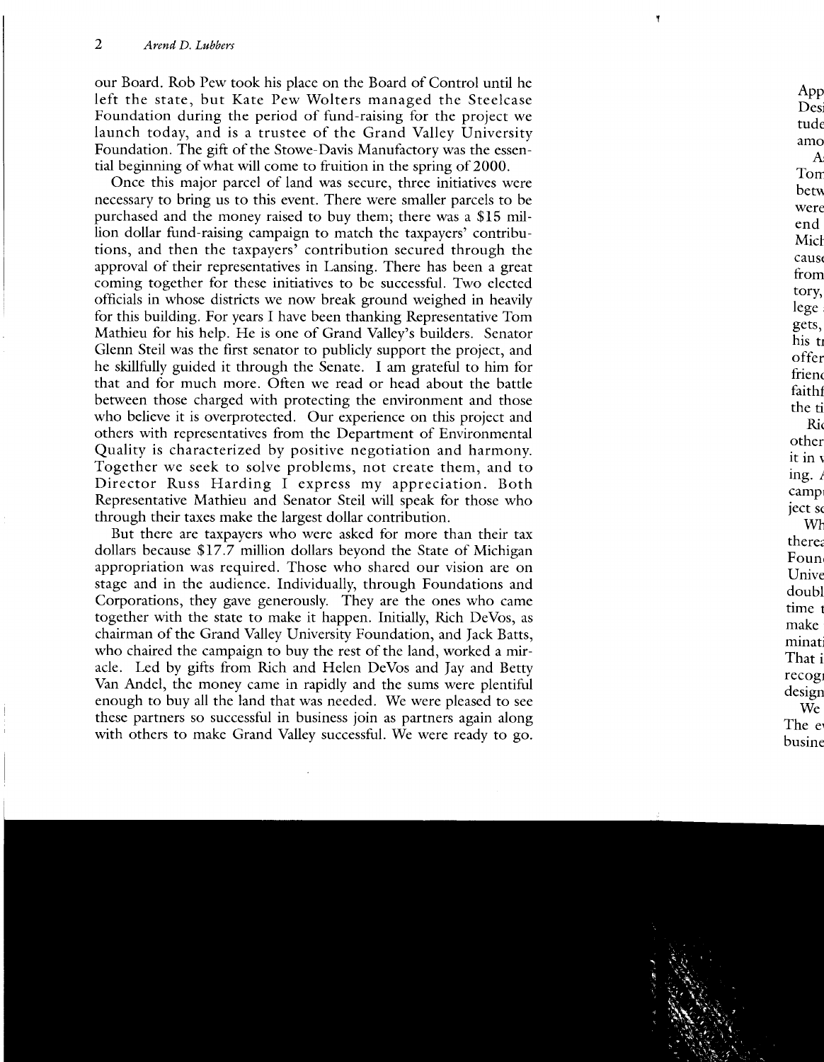our Board. Rob Pew took his place on the Board of Control until he left the state, but Kate Pew Wolters managed the Steelcase Foundation during the period of fund-raising for the project we launch today, and is a trustee of the Grand Valley University Foundation. The gift of the Stowe-Davis Manufactory was the essential beginning of what will come to fruition in the spring of 2000.

Once this major parcel of land was secure, three initiatives were necessary to bring us to this event. There were smaller parcels to be purchased and the money raised to buy them; there was a $15 million dollar fund-raising campaign to match the taxpayers' contributions, and then the taxpayers' contribution secured through the approval of their representatives in Lansing. There has been a great coming together for these initiatives to be successful. Two elected officials in whose districts we now break ground weighed in heavily for this building. For years I have been thanking Representative Tom Mathieu for his help. He is one of Grand Valley's builders. Senator Glenn Steil was the first senator to publicly support the project, and he skillfully guided it through the Senate. I am grateful to him for that and for much more. Often we read or head about the battle between those charged with protecting the environment and those who believe it is overprotected. Our experience on this project and others with representatives from the Department of Environmental Quality is characterized by positive negotiation and harmony. Together we seek to solve problems, not create them, and to Director Russ Harding I express my appreciation. Both Representative Mathieu and Senator Steil will speak for those who through their taxes make the largest dollar contribution.

But there are taxpayers who were asked for more than their tax dollars because $17.7 million dollars beyond the State of Michigan appropriation was required. Those who shared our vision are on stage and in the audience. Individually, through Foundations and Corporations, they gave generously. They are the ones who came together with the state to make it happen. Initially, Rich DeVos, as chairman of the Grand Valley University Foundation, and Jack Batts, who chaired the campaign to buy the rest of the land, worked a miracle. Led by gifts from Rich and Helen DeVos and Jay and Betty Van Andel, the money came in rapidly and the sums were plentiful enough to buy all the land that was needed. We were pleased to see these partners so successful in business join as partners again along with others to make Grand Valley successful. We were ready to go.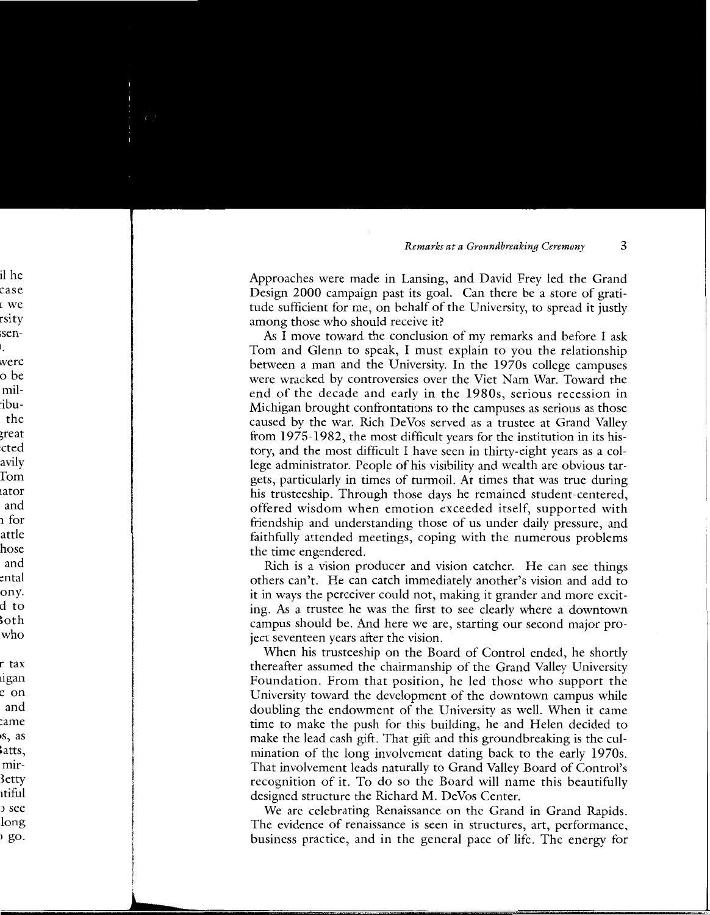Approaches were made in Lansing, and David Frey led the Grand Design 2000 campaign past its goal. Can there be a store of gratitude sufficient for me, on behalf of the University, to spread it justly among those who should receive it?

As I move toward the conclusion of my remarks and before I ask Tom and Glenn to speak, I must explain to you the relationship between a man and the University. In the 1970s college campuses were wracked by controversies over the Viet Nam War. Toward the end of the decade and early in the 1980s, serious recession in Michigan brought confrontations to the campuses as serious as those caused by the war. Rich DeVos served as a trustee at Grand Valley from 1975-1982, the most difficult years for the institution in its history, and the most difficult I have seen in thirty-eight years as a college administrator. People of his visibility and wealth are obvious targets, particularly in times of turmoil. At times that was true during his trusteeship. Through those days he remained student-centered, offered wisdom when emotion exceeded itself, supported with friendship and understanding those of us under daily pressure, and faithfully attended meetings, coping with the numerous problems the time engendered.

Rich is a vision producer and vision catcher. He can see things others can't. He can catch immediately another's vision and add to it in ways the perceiver could not, making it grander and more exciting. As a trustee he was the first to see clearly where a downtown campus should be. And here we are, starting our second major project seventeen years after the vision.

When his trusteeship on the Board of Control ended, he shortly thereafter assumed the chairmanship of the Grand Valley University Foundation. From that position, he led those who support the University toward the development of the downtown campus while doubling the endowment of the University as well. When it came time to make the push for this building, he and Helen decided to make the lead cash gift. That gift and this groundbreaking is the culmination of the long involvement dating back to the early 1970s. That involvement leads naturally to Grand Valley Board of Control's recognition of it. To do so the Board will name this beautifully designed structure the Richard M. DeVos Center.

We are celebrating Renaissance on the Grand in Grand Rapids. The evidence of renaissance is seen in structures, art, performance, business practice, and in the general pace of life. The energy for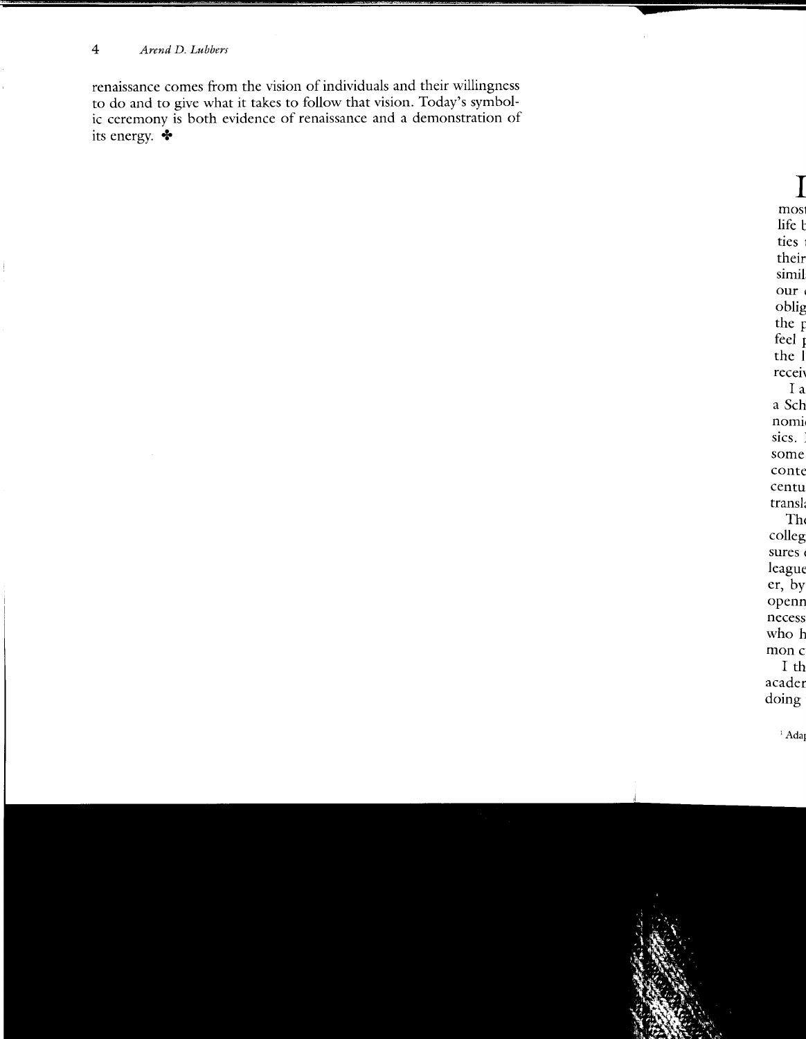renaissance comes from the vision of individuals and their willingness to do and to give what it takes to follow that vision. Today's symbolic ceremony is both evidence of renaissance and a demonstration of its energy. ✣